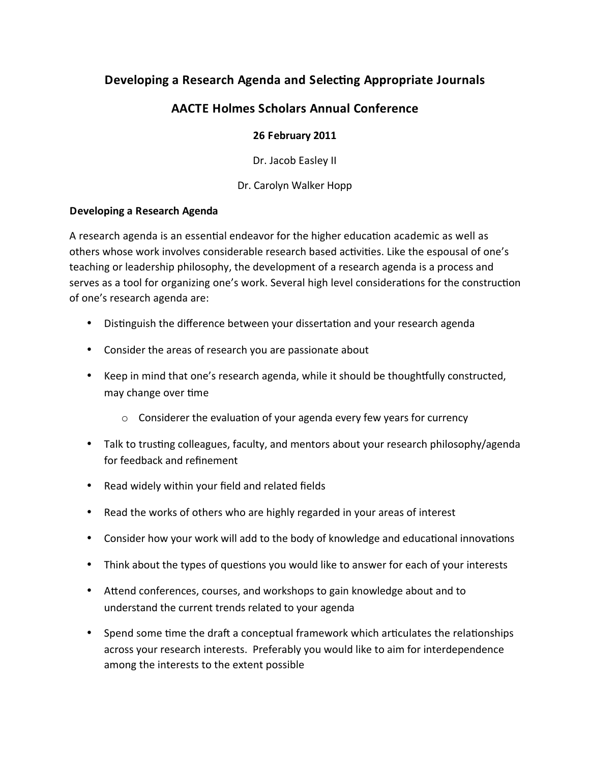# Developing a Research Agenda and Selecting Appropriate Journals

## AACTE Holmes Scholars Annual Conference

**26 February 2011**

Dr. Jacob Easley II

Dr. Carolyn Walker Hopp

### Developing a Research Agenda

A research agenda is an essential endeavor for the higher education academic as well as others whose work involves considerable research based activities. Like the espousal of one's teaching or leadership philosophy, the development of a research agenda is a process and serves as a tool for organizing one's work. Several high level considerations for the construction of one's research agenda are:

- Distinguish the difference between your dissertation and your research agenda
- Consider the areas of research you are passionate about
- Keep in mind that one's research agenda, while it should be thoughtfully constructed, may change over time
  - Considerer the evaluation of your agenda every few years for currency
- Talk to trusting colleagues, faculty, and mentors about your research philosophy/agenda for feedback and refinement
- Read widely within your field and related fields
- Read the works of others who are highly regarded in your areas of interest
- Consider how your work will add to the body of knowledge and educational innovations
- Think about the types of questions you would like to answer for each of your interests
- Attend conferences, courses, and workshops to gain knowledge about and to understand the current trends related to your agenda
- Spend some time the draft a conceptual framework which articulates the relationships across your research interests. Preferably you would like to aim for interdependence among the interests to the extent possible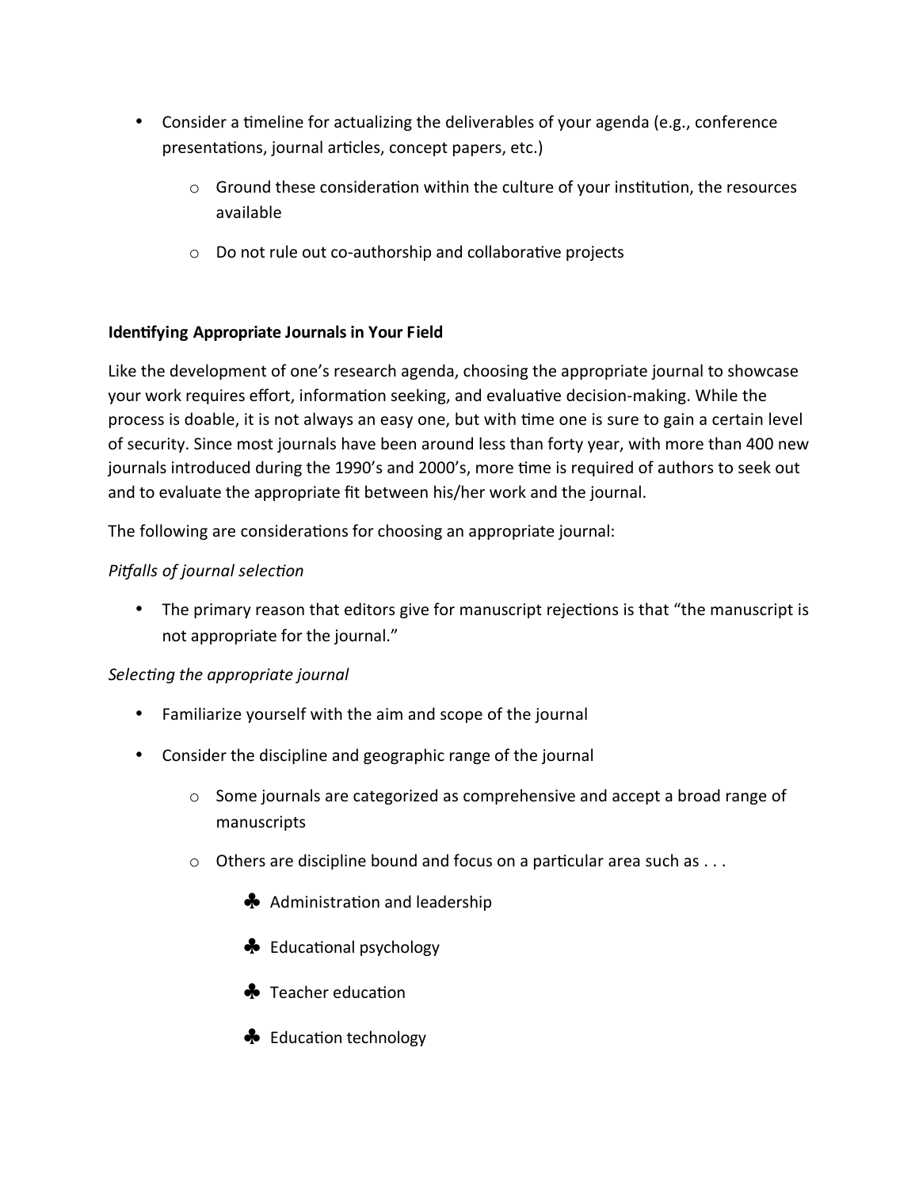- Consider a timeline for actualizing the deliverables of your agenda (e.g., conference presentations, journal articles, concept papers, etc.)
    - Ground these consideration within the culture of your institution, the resources available
    - Do not rule out co-authorship and collaborative projects

**Identifying Appropriate Journals in Your Field**

Like the development of one's research agenda, choosing the appropriate journal to showcase your work requires effort, information seeking, and evaluative decision-making. While the process is doable, it is not always an easy one, but with time one is sure to gain a certain level of security. Since most journals have been around less than forty year, with more than 400 new journals introduced during the 1990's and 2000's, more time is required of authors to seek out and to evaluate the appropriate fit between his/her work and the journal.

The following are considerations for choosing an appropriate journal:

*Pitfalls of journal selection*

- The primary reason that editors give for manuscript rejections is that "the manuscript is not appropriate for the journal."

*Selecting the appropriate journal*

- Familiarize yourself with the aim and scope of the journal
- Consider the discipline and geographic range of the journal
    - Some journals are categorized as comprehensive and accept a broad range of manuscripts
    - Others are discipline bound and focus on a particular area such as . . .
        - ♣ Administration and leadership
        - ♣ Educational psychology
        - ♣ Teacher education
        - ♣ Education technology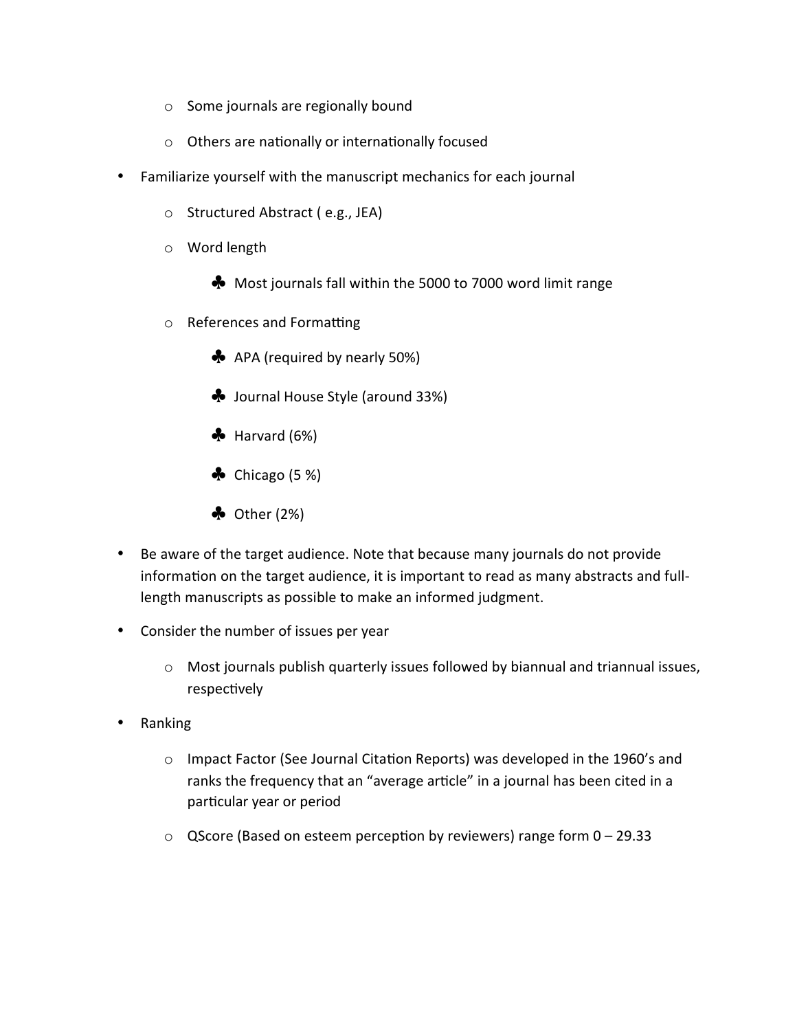- Some journals are regionally bound
  - Others are nationally or internationally focused
- Familiarize yourself with the manuscript mechanics for each journal
  - Structured Abstract ( e.g., JEA)
  - Word length
    - Most journals fall within the 5000 to 7000 word limit range
  - References and Formatting
    - APA (required by nearly 50%)
    - Journal House Style (around 33%)
    - Harvard (6%)
    - Chicago (5 %)
    - Other (2%)
- Be aware of the target audience. Note that because many journals do not provide information on the target audience, it is important to read as many abstracts and full-length manuscripts as possible to make an informed judgment.
- Consider the number of issues per year
  - Most journals publish quarterly issues followed by biannual and triannual issues, respectively
- Ranking
  - Impact Factor (See Journal Citation Reports) was developed in the 1960's and ranks the frequency that an "average article" in a journal has been cited in a particular year or period
  - QScore (Based on esteem perception by reviewers) range form 0 – 29.33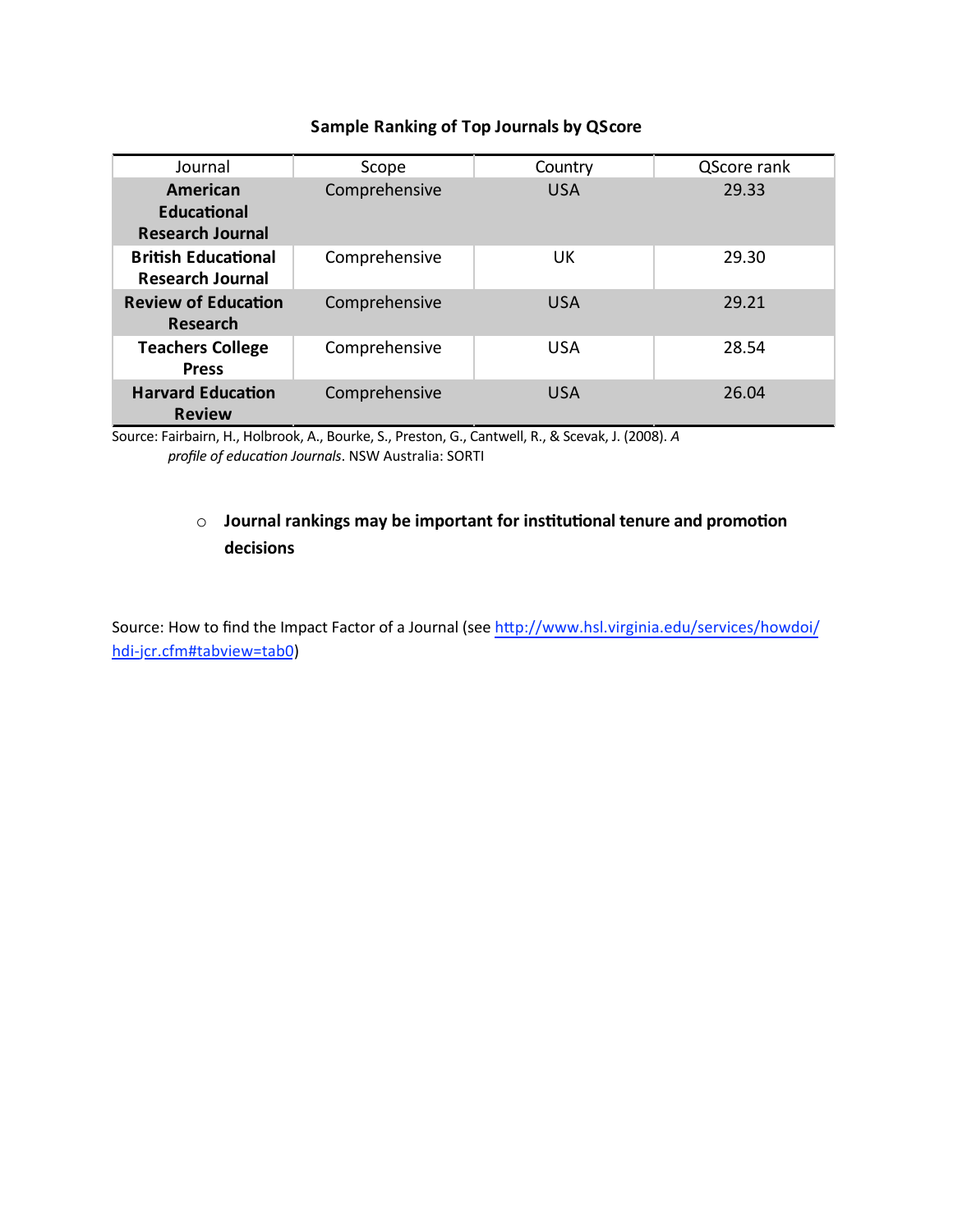**Sample Ranking of Top Journals by QScore**

| Journal | Scope | Country | QScore rank |
|---|---|---|---|
| **American Educational Research Journal** | Comprehensive | USA | 29.33 |
| **British Educational Research Journal** | Comprehensive | UK | 29.30 |
| **Review of Education Research** | Comprehensive | USA | 29.21 |
| **Teachers College Press** | Comprehensive | USA | 28.54 |
| **Harvard Education Review** | Comprehensive | USA | 26.04 |

Source: Fairbairn, H., Holbrook, A., Bourke, S., Preston, G., Cantwell, R., & Scevak, J. (2008). *A profile of education Journals*. NSW Australia: SORTI

- **Journal rankings may be important for institutional tenure and promotion decisions**

Source: How to find the Impact Factor of a Journal (see http://www.hsl.virginia.edu/services/howdoi/hdi-jcr.cfm#tabview=tab0)